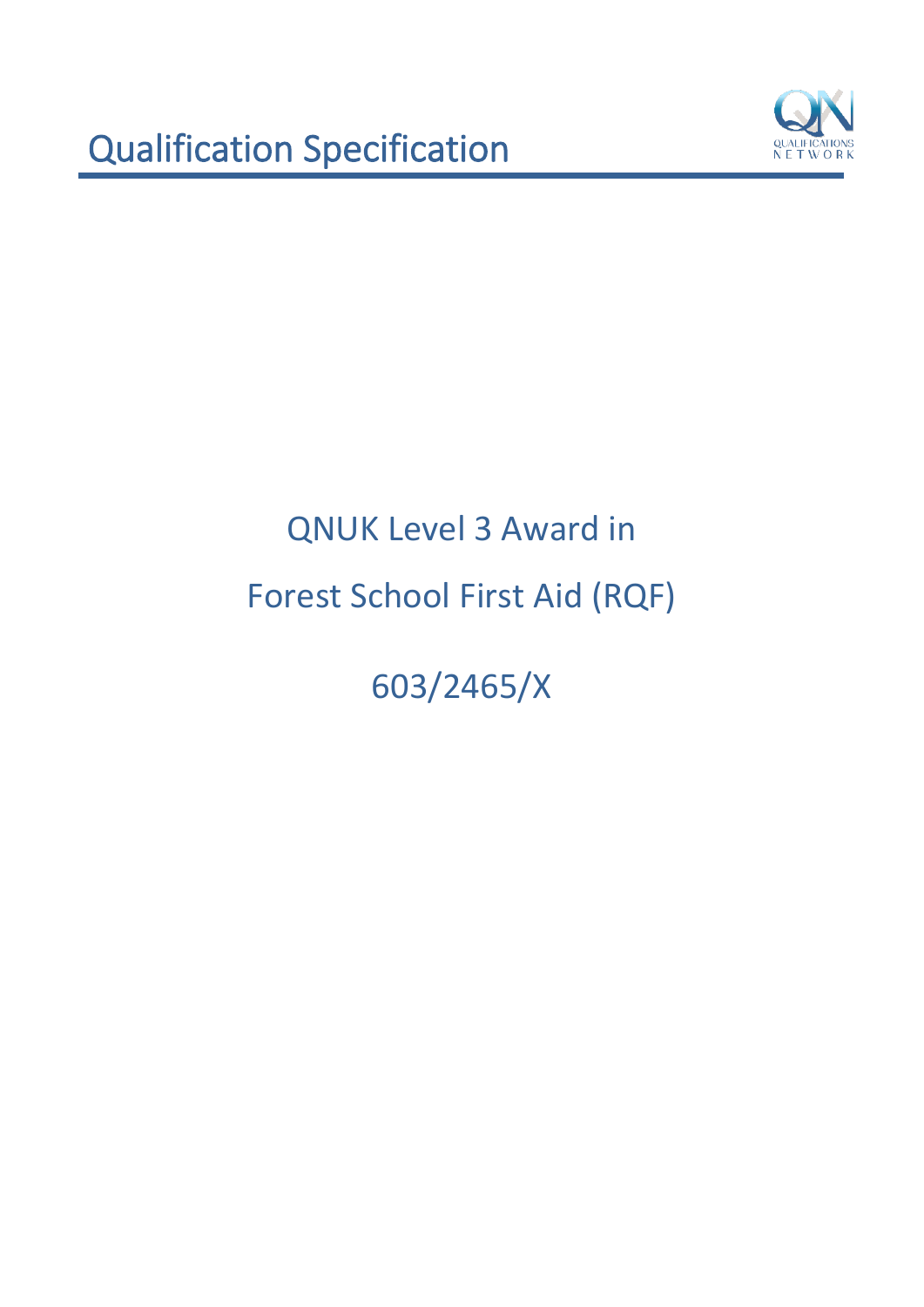# Qualification Specification

QNUK Level 3 Award in

Forest School First Aid (RQF)

603/2465/X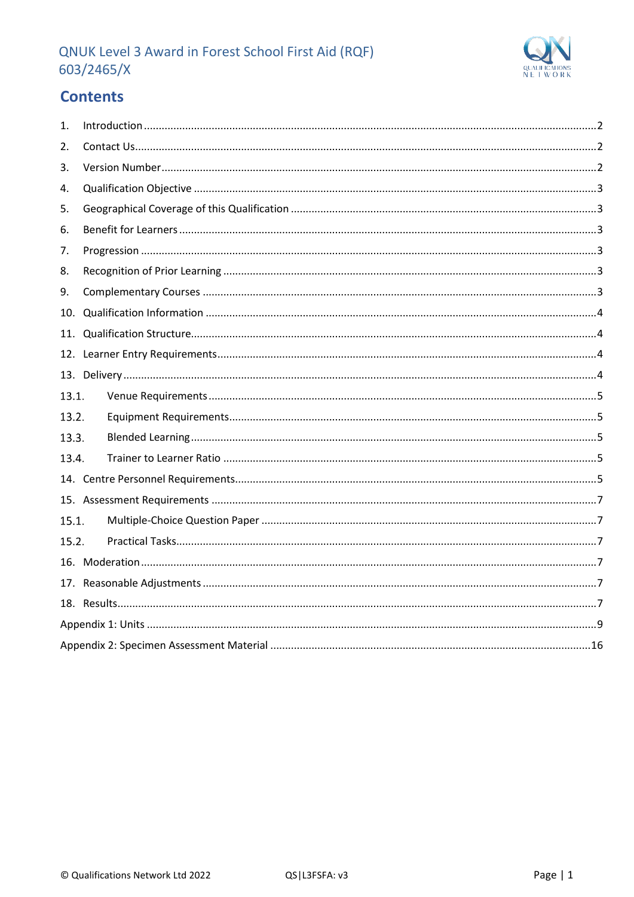QNUK Level 3 Award in Forest School First Aid (RQF)
603/2465/X

# Contents

1. Introduction ..... 2
2. Contact Us ..... 2
3. Version Number ..... 2
4. Qualification Objective ..... 3
5. Geographical Coverage of this Qualification ..... 3
6. Benefit for Learners ..... 3
7. Progression ..... 3
8. Recognition of Prior Learning ..... 3
9. Complementary Courses ..... 3
10. Qualification Information ..... 4
11. Qualification Structure ..... 4
12. Learner Entry Requirements ..... 4
13. Delivery ..... 4
    - 13.1. Venue Requirements ..... 5
    - 13.2. Equipment Requirements ..... 5
    - 13.3. Blended Learning ..... 5
    - 13.4. Trainer to Learner Ratio ..... 5
14. Centre Personnel Requirements ..... 5
15. Assessment Requirements ..... 7
    - 15.1. Multiple-Choice Question Paper ..... 7
    - 15.2. Practical Tasks ..... 7
16. Moderation ..... 7
17. Reasonable Adjustments ..... 7
18. Results ..... 7

Appendix 1: Units ..... 9

Appendix 2: Specimen Assessment Material ..... 16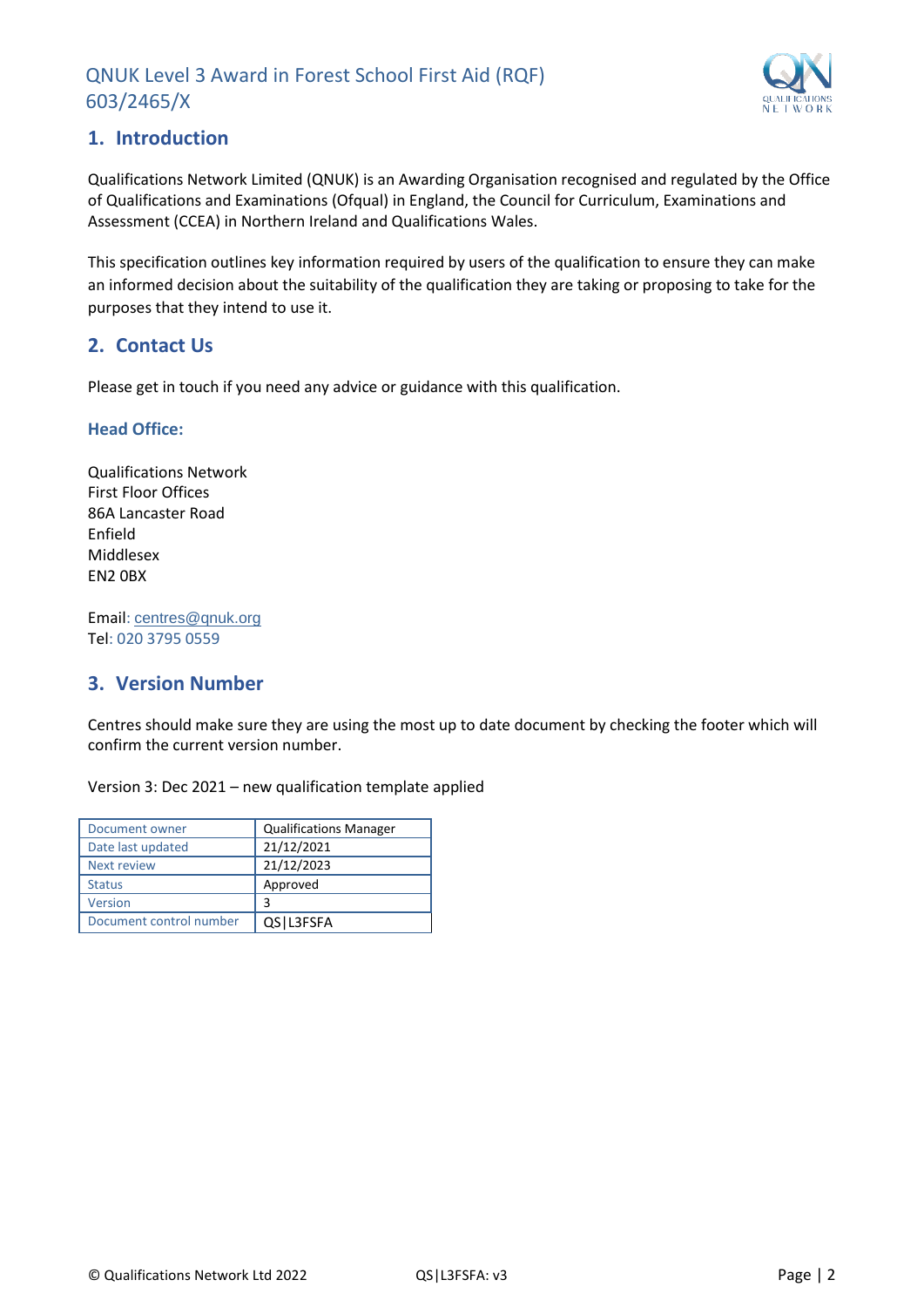## 1. Introduction

Qualifications Network Limited (QNUK) is an Awarding Organisation recognised and regulated by the Office of Qualifications and Examinations (Ofqual) in England, the Council for Curriculum, Examinations and Assessment (CCEA) in Northern Ireland and Qualifications Wales.

This specification outlines key information required by users of the qualification to ensure they can make an informed decision about the suitability of the qualification they are taking or proposing to take for the purposes that they intend to use it.

## 2. Contact Us

Please get in touch if you need any advice or guidance with this qualification.

### Head Office:

Qualifications Network
First Floor Offices
86A Lancaster Road
Enfield
Middlesex
EN2 0BX

Email: centres@qnuk.org
Tel: 020 3795 0559

## 3. Version Number

Centres should make sure they are using the most up to date document by checking the footer which will confirm the current version number.

Version 3: Dec 2021 – new qualification template applied

| Document owner | Qualifications Manager |
|---|---|
| Date last updated | 21/12/2021 |
| Next review | 21/12/2023 |
| Status | Approved |
| Version | 3 |
| Document control number | QS|L3FSFA |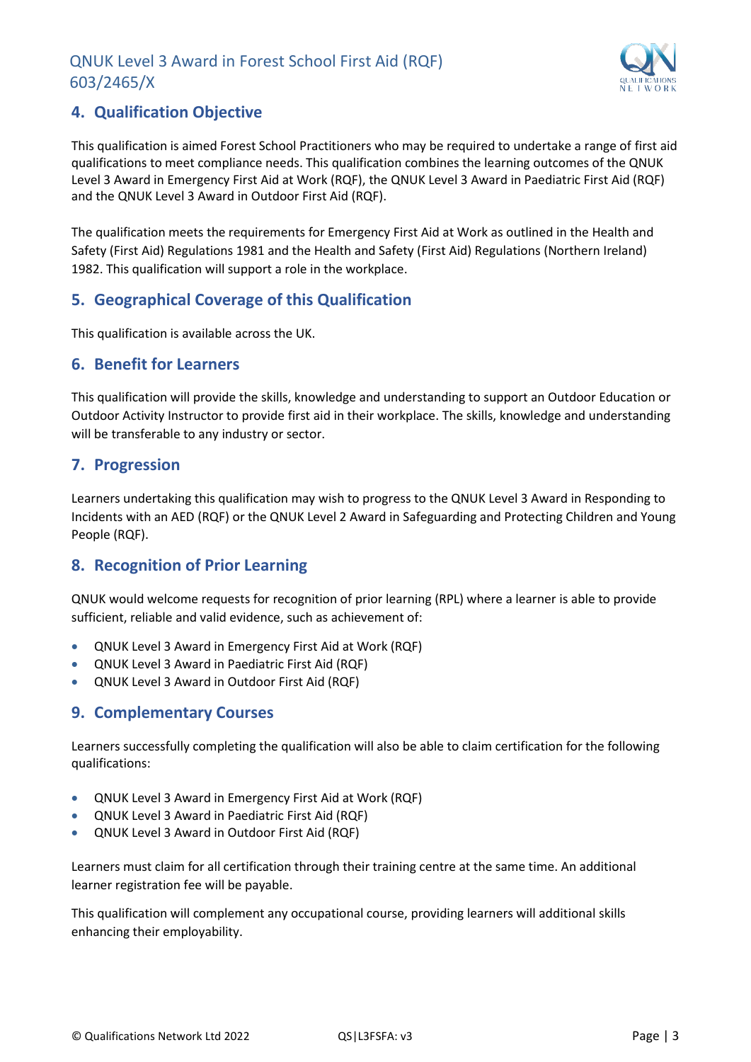## 4. Qualification Objective

This qualification is aimed Forest School Practitioners who may be required to undertake a range of first aid qualifications to meet compliance needs. This qualification combines the learning outcomes of the QNUK Level 3 Award in Emergency First Aid at Work (RQF), the QNUK Level 3 Award in Paediatric First Aid (RQF) and the QNUK Level 3 Award in Outdoor First Aid (RQF).

The qualification meets the requirements for Emergency First Aid at Work as outlined in the Health and Safety (First Aid) Regulations 1981 and the Health and Safety (First Aid) Regulations (Northern Ireland) 1982. This qualification will support a role in the workplace.

## 5. Geographical Coverage of this Qualification

This qualification is available across the UK.

## 6. Benefit for Learners

This qualification will provide the skills, knowledge and understanding to support an Outdoor Education or Outdoor Activity Instructor to provide first aid in their workplace. The skills, knowledge and understanding will be transferable to any industry or sector.

## 7. Progression

Learners undertaking this qualification may wish to progress to the QNUK Level 3 Award in Responding to Incidents with an AED (RQF) or the QNUK Level 2 Award in Safeguarding and Protecting Children and Young People (RQF).

## 8. Recognition of Prior Learning

QNUK would welcome requests for recognition of prior learning (RPL) where a learner is able to provide sufficient, reliable and valid evidence, such as achievement of:

- QNUK Level 3 Award in Emergency First Aid at Work (RQF)
- QNUK Level 3 Award in Paediatric First Aid (RQF)
- QNUK Level 3 Award in Outdoor First Aid (RQF)

## 9. Complementary Courses

Learners successfully completing the qualification will also be able to claim certification for the following qualifications:

- QNUK Level 3 Award in Emergency First Aid at Work (RQF)
- QNUK Level 3 Award in Paediatric First Aid (RQF)
- QNUK Level 3 Award in Outdoor First Aid (RQF)

Learners must claim for all certification through their training centre at the same time. An additional learner registration fee will be payable.

This qualification will complement any occupational course, providing learners will additional skills enhancing their employability.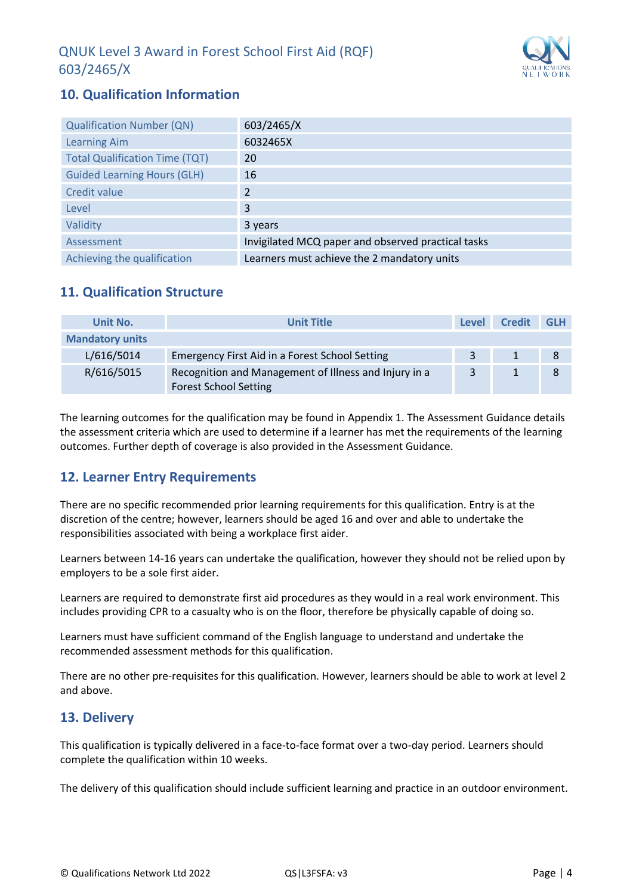## 10. Qualification Information

| | |
|---|---|
| Qualification Number (QN) | 603/2465/X |
| Learning Aim | 6032465X |
| Total Qualification Time (TQT) | 20 |
| Guided Learning Hours (GLH) | 16 |
| Credit value | 2 |
| Level | 3 |
| Validity | 3 years |
| Assessment | Invigilated MCQ paper and observed practical tasks |
| Achieving the qualification | Learners must achieve the 2 mandatory units |

## 11. Qualification Structure

| Unit No. | Unit Title | Level | Credit | GLH |
|---|---|---|---|---|
| **Mandatory units** | | | | |
| L/616/5014 | Emergency First Aid in a Forest School Setting | 3 | 1 | 8 |
| R/616/5015 | Recognition and Management of Illness and Injury in a Forest School Setting | 3 | 1 | 8 |

The learning outcomes for the qualification may be found in Appendix 1. The Assessment Guidance details the assessment criteria which are used to determine if a learner has met the requirements of the learning outcomes. Further depth of coverage is also provided in the Assessment Guidance.

## 12. Learner Entry Requirements

There are no specific recommended prior learning requirements for this qualification. Entry is at the discretion of the centre; however, learners should be aged 16 and over and able to undertake the responsibilities associated with being a workplace first aider.

Learners between 14-16 years can undertake the qualification, however they should not be relied upon by employers to be a sole first aider.

Learners are required to demonstrate first aid procedures as they would in a real work environment. This includes providing CPR to a casualty who is on the floor, therefore be physically capable of doing so.

Learners must have sufficient command of the English language to understand and undertake the recommended assessment methods for this qualification.

There are no other pre-requisites for this qualification. However, learners should be able to work at level 2 and above.

## 13. Delivery

This qualification is typically delivered in a face-to-face format over a two-day period. Learners should complete the qualification within 10 weeks.

The delivery of this qualification should include sufficient learning and practice in an outdoor environment.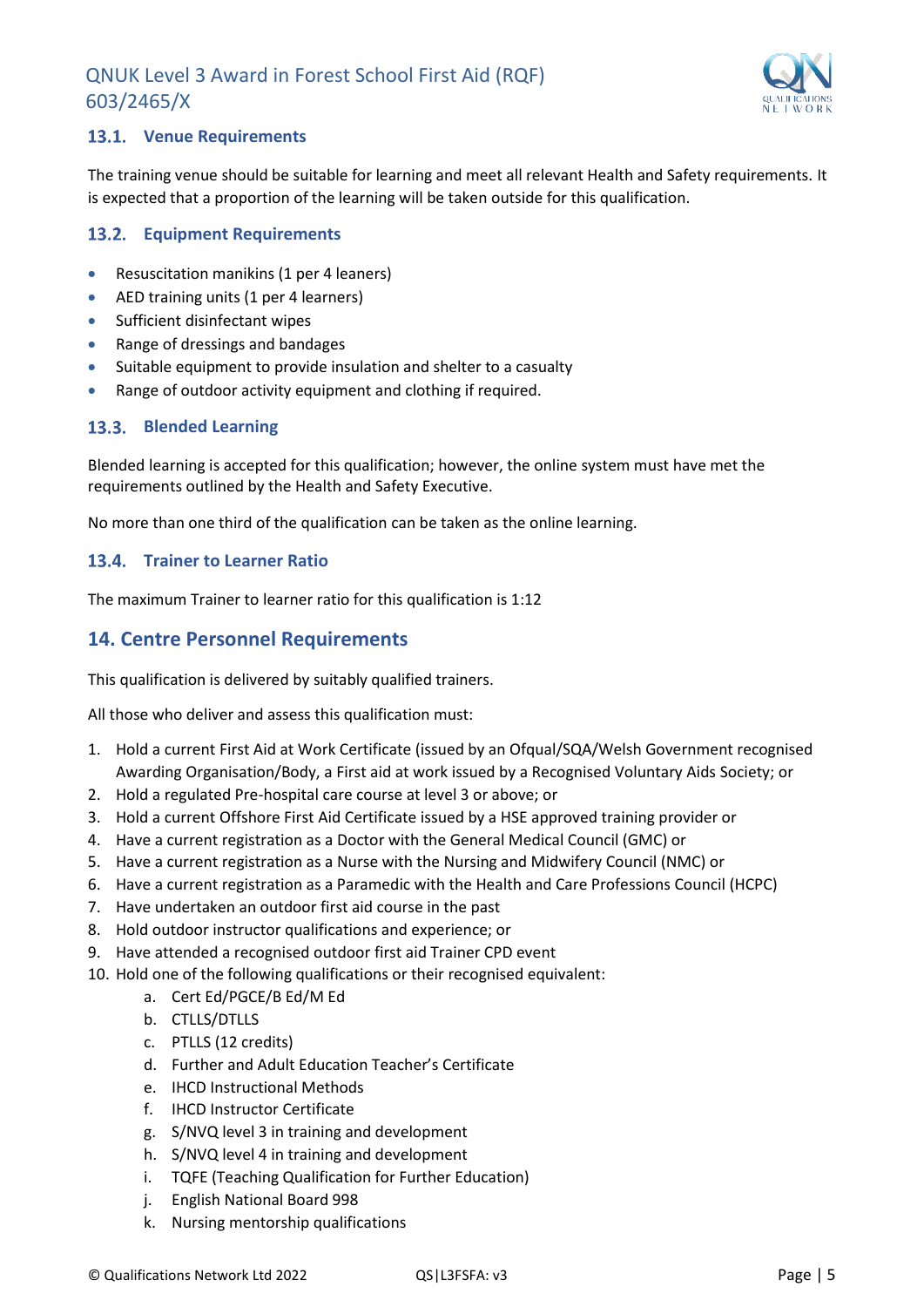### 13.1. Venue Requirements

The training venue should be suitable for learning and meet all relevant Health and Safety requirements. It is expected that a proportion of the learning will be taken outside for this qualification.

### 13.2. Equipment Requirements

- Resuscitation manikins (1 per 4 leaners)
- AED training units (1 per 4 learners)
- Sufficient disinfectant wipes
- Range of dressings and bandages
- Suitable equipment to provide insulation and shelter to a casualty
- Range of outdoor activity equipment and clothing if required.

### 13.3. Blended Learning

Blended learning is accepted for this qualification; however, the online system must have met the requirements outlined by the Health and Safety Executive.

No more than one third of the qualification can be taken as the online learning.

### 13.4. Trainer to Learner Ratio

The maximum Trainer to learner ratio for this qualification is 1:12

## 14. Centre Personnel Requirements

This qualification is delivered by suitably qualified trainers.

All those who deliver and assess this qualification must:

1. Hold a current First Aid at Work Certificate (issued by an Ofqual/SQA/Welsh Government recognised Awarding Organisation/Body, a First aid at work issued by a Recognised Voluntary Aids Society; or
2. Hold a regulated Pre-hospital care course at level 3 or above; or
3. Hold a current Offshore First Aid Certificate issued by a HSE approved training provider or
4. Have a current registration as a Doctor with the General Medical Council (GMC) or
5. Have a current registration as a Nurse with the Nursing and Midwifery Council (NMC) or
6. Have a current registration as a Paramedic with the Health and Care Professions Council (HCPC)
7. Have undertaken an outdoor first aid course in the past
8. Hold outdoor instructor qualifications and experience; or
9. Have attended a recognised outdoor first aid Trainer CPD event
10. Hold one of the following qualifications or their recognised equivalent:
    a. Cert Ed/PGCE/B Ed/M Ed
    b. CTLLS/DTLLS
    c. PTLLS (12 credits)
    d. Further and Adult Education Teacher's Certificate
    e. IHCD Instructional Methods
    f. IHCD Instructor Certificate
    g. S/NVQ level 3 in training and development
    h. S/NVQ level 4 in training and development
    i. TQFE (Teaching Qualification for Further Education)
    j. English National Board 998
    k. Nursing mentorship qualifications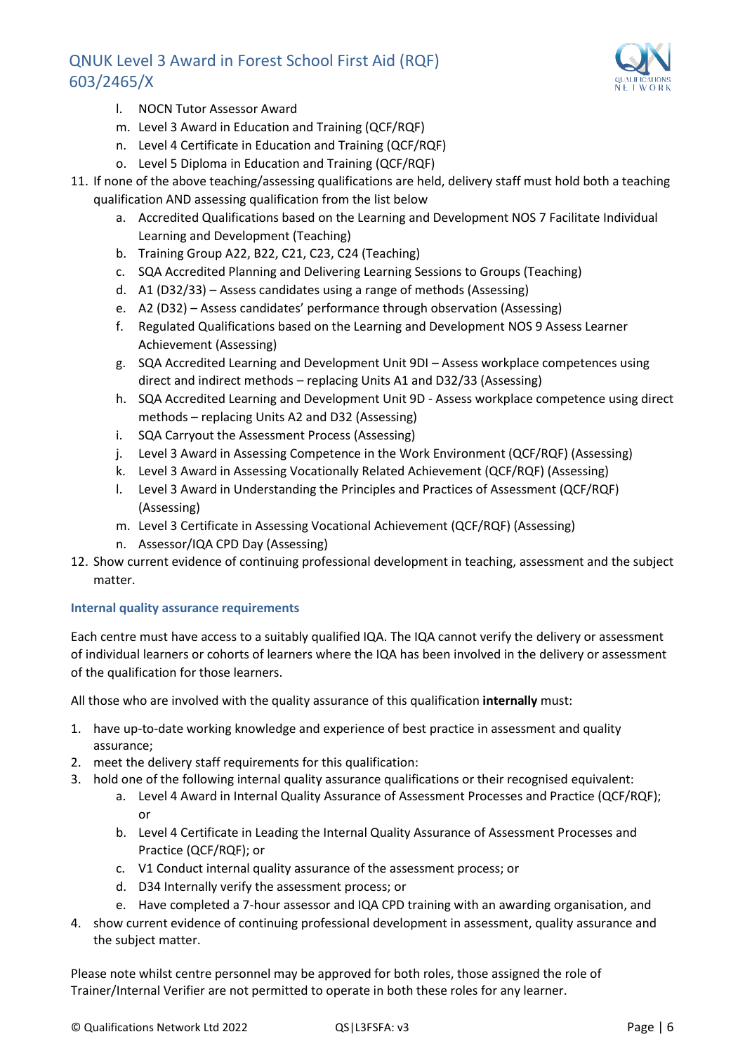l. NOCN Tutor Assessor Award
m. Level 3 Award in Education and Training (QCF/RQF)
n. Level 4 Certificate in Education and Training (QCF/RQF)
o. Level 5 Diploma in Education and Training (QCF/RQF)

11. If none of the above teaching/assessing qualifications are held, delivery staff must hold both a teaching qualification AND assessing qualification from the list below
    a. Accredited Qualifications based on the Learning and Development NOS 7 Facilitate Individual Learning and Development (Teaching)
    b. Training Group A22, B22, C21, C23, C24 (Teaching)
    c. SQA Accredited Planning and Delivering Learning Sessions to Groups (Teaching)
    d. A1 (D32/33) – Assess candidates using a range of methods (Assessing)
    e. A2 (D32) – Assess candidates' performance through observation (Assessing)
    f. Regulated Qualifications based on the Learning and Development NOS 9 Assess Learner Achievement (Assessing)
    g. SQA Accredited Learning and Development Unit 9DI – Assess workplace competences using direct and indirect methods – replacing Units A1 and D32/33 (Assessing)
    h. SQA Accredited Learning and Development Unit 9D - Assess workplace competence using direct methods – replacing Units A2 and D32 (Assessing)
    i. SQA Carryout the Assessment Process (Assessing)
    j. Level 3 Award in Assessing Competence in the Work Environment (QCF/RQF) (Assessing)
    k. Level 3 Award in Assessing Vocationally Related Achievement (QCF/RQF) (Assessing)
    l. Level 3 Award in Understanding the Principles and Practices of Assessment (QCF/RQF) (Assessing)
    m. Level 3 Certificate in Assessing Vocational Achievement (QCF/RQF) (Assessing)
    n. Assessor/IQA CPD Day (Assessing)
12. Show current evidence of continuing professional development in teaching, assessment and the subject matter.

### Internal quality assurance requirements

Each centre must have access to a suitably qualified IQA. The IQA cannot verify the delivery or assessment of individual learners or cohorts of learners where the IQA has been involved in the delivery or assessment of the qualification for those learners.

All those who are involved with the quality assurance of this qualification **internally** must:

1. have up-to-date working knowledge and experience of best practice in assessment and quality assurance;
2. meet the delivery staff requirements for this qualification:
3. hold one of the following internal quality assurance qualifications or their recognised equivalent:
    a. Level 4 Award in Internal Quality Assurance of Assessment Processes and Practice (QCF/RQF); or
    b. Level 4 Certificate in Leading the Internal Quality Assurance of Assessment Processes and Practice (QCF/RQF); or
    c. V1 Conduct internal quality assurance of the assessment process; or
    d. D34 Internally verify the assessment process; or
    e. Have completed a 7-hour assessor and IQA CPD training with an awarding organisation, and
4. show current evidence of continuing professional development in assessment, quality assurance and the subject matter.

Please note whilst centre personnel may be approved for both roles, those assigned the role of Trainer/Internal Verifier are not permitted to operate in both these roles for any learner.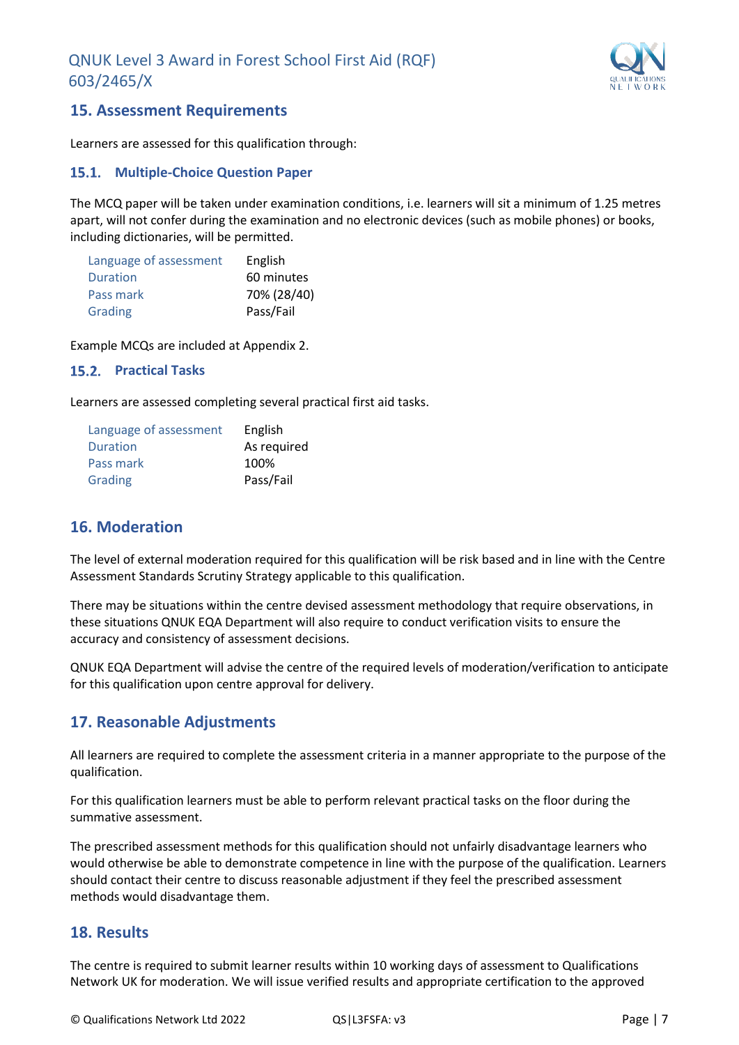## 15. Assessment Requirements

Learners are assessed for this qualification through:

### 15.1. Multiple-Choice Question Paper

The MCQ paper will be taken under examination conditions, i.e. learners will sit a minimum of 1.25 metres apart, will not confer during the examination and no electronic devices (such as mobile phones) or books, including dictionaries, will be permitted.

| | |
|---|---|
| Language of assessment | English |
| Duration | 60 minutes |
| Pass mark | 70% (28/40) |
| Grading | Pass/Fail |

Example MCQs are included at Appendix 2.

### 15.2. Practical Tasks

Learners are assessed completing several practical first aid tasks.

| | |
|---|---|
| Language of assessment | English |
| Duration | As required |
| Pass mark | 100% |
| Grading | Pass/Fail |

## 16. Moderation

The level of external moderation required for this qualification will be risk based and in line with the Centre Assessment Standards Scrutiny Strategy applicable to this qualification.

There may be situations within the centre devised assessment methodology that require observations, in these situations QNUK EQA Department will also require to conduct verification visits to ensure the accuracy and consistency of assessment decisions.

QNUK EQA Department will advise the centre of the required levels of moderation/verification to anticipate for this qualification upon centre approval for delivery.

## 17. Reasonable Adjustments

All learners are required to complete the assessment criteria in a manner appropriate to the purpose of the qualification.

For this qualification learners must be able to perform relevant practical tasks on the floor during the summative assessment.

The prescribed assessment methods for this qualification should not unfairly disadvantage learners who would otherwise be able to demonstrate competence in line with the purpose of the qualification. Learners should contact their centre to discuss reasonable adjustment if they feel the prescribed assessment methods would disadvantage them.

## 18. Results

The centre is required to submit learner results within 10 working days of assessment to Qualifications Network UK for moderation. We will issue verified results and appropriate certification to the approved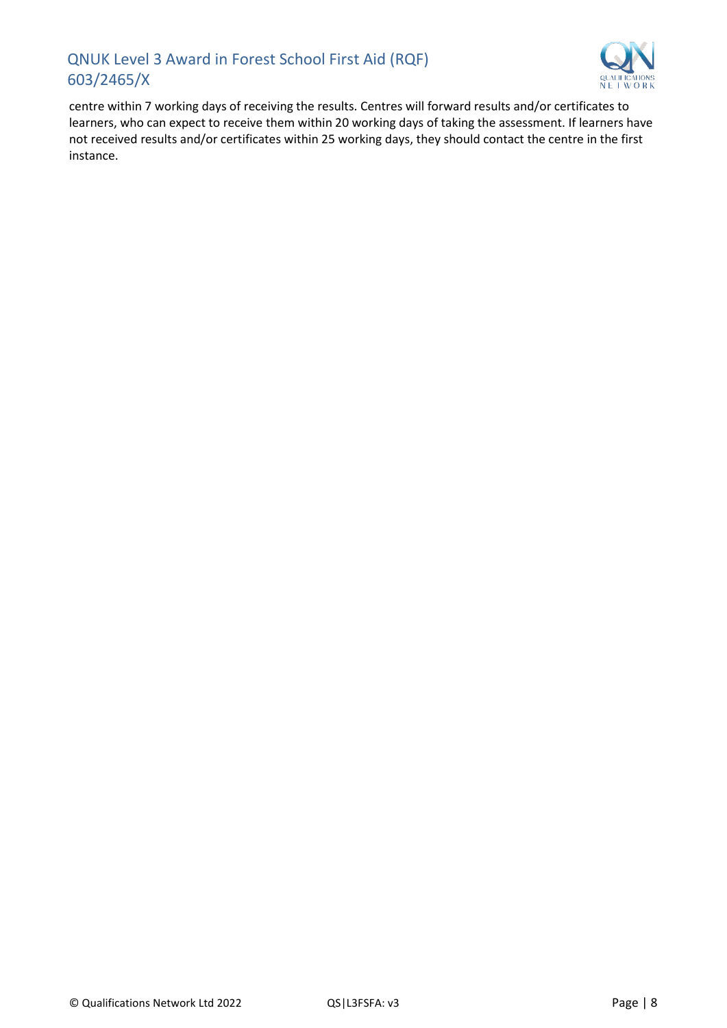centre within 7 working days of receiving the results. Centres will forward results and/or certificates to learners, who can expect to receive them within 20 working days of taking the assessment. If learners have not received results and/or certificates within 25 working days, they should contact the centre in the first instance.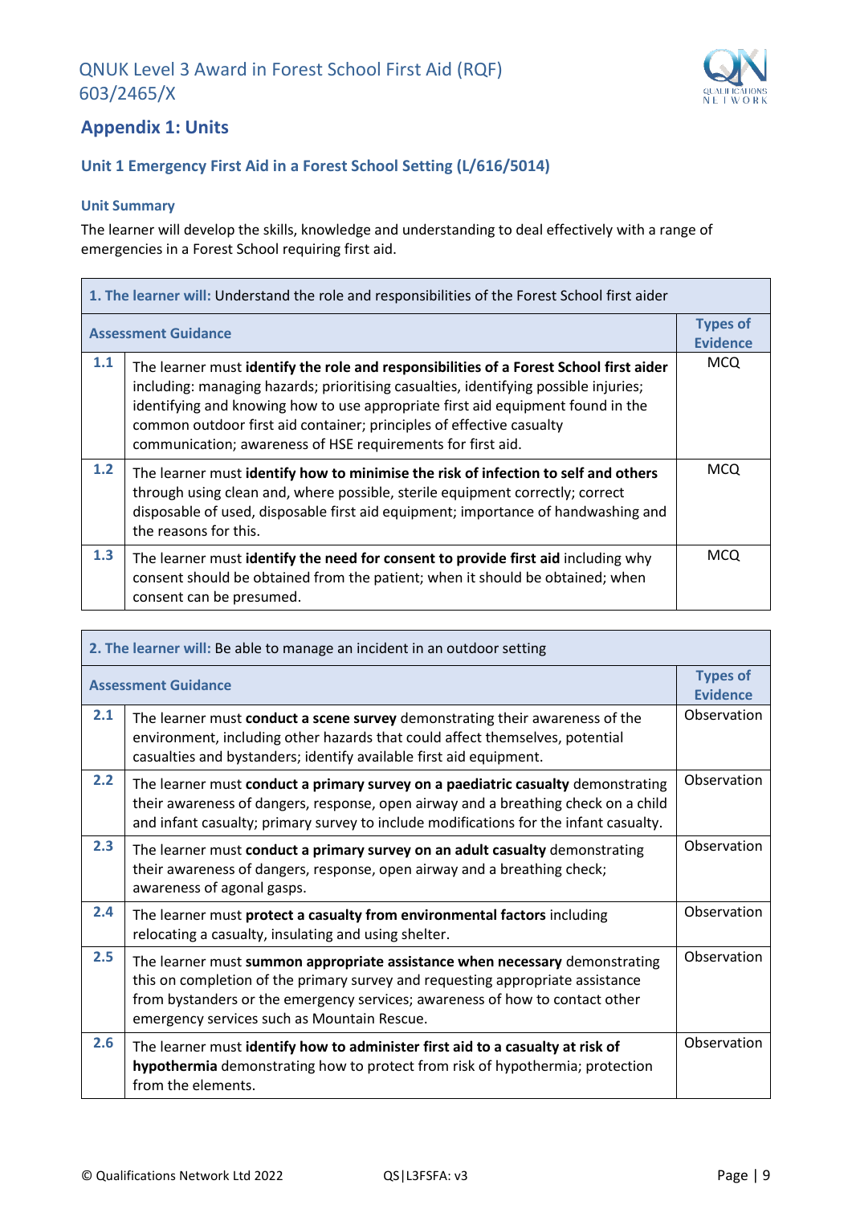## Appendix 1: Units

### Unit 1 Emergency First Aid in a Forest School Setting (L/616/5014)

#### Unit Summary

The learner will develop the skills, knowledge and understanding to deal effectively with a range of emergencies in a Forest School requiring first aid.

| **1. The learner will:** Understand the role and responsibilities of the Forest School first aider | | |
|---|---|---|
| **Assessment Guidance** | | **Types of Evidence** |
| **1.1** | The learner must **identify the role and responsibilities of a Forest School first aider** including: managing hazards; prioritising casualties, identifying possible injuries; identifying and knowing how to use appropriate first aid equipment found in the common outdoor first aid container; principles of effective casualty communication; awareness of HSE requirements for first aid. | MCQ |
| **1.2** | The learner must **identify how to minimise the risk of infection to self and others** through using clean and, where possible, sterile equipment correctly; correct disposable of used, disposable first aid equipment; importance of handwashing and the reasons for this. | MCQ |
| **1.3** | The learner must **identify the need for consent to provide first aid** including why consent should be obtained from the patient; when it should be obtained; when consent can be presumed. | MCQ |

| **2. The learner will:** Be able to manage an incident in an outdoor setting | | |
|---|---|---|
| **Assessment Guidance** | | **Types of Evidence** |
| **2.1** | The learner must **conduct a scene survey** demonstrating their awareness of the environment, including other hazards that could affect themselves, potential casualties and bystanders; identify available first aid equipment. | Observation |
| **2.2** | The learner must **conduct a primary survey on a paediatric casualty** demonstrating their awareness of dangers, response, open airway and a breathing check on a child and infant casualty; primary survey to include modifications for the infant casualty. | Observation |
| **2.3** | The learner must **conduct a primary survey on an adult casualty** demonstrating their awareness of dangers, response, open airway and a breathing check; awareness of agonal gasps. | Observation |
| **2.4** | The learner must **protect a casualty from environmental factors** including relocating a casualty, insulating and using shelter. | Observation |
| **2.5** | The learner must **summon appropriate assistance when necessary** demonstrating this on completion of the primary survey and requesting appropriate assistance from bystanders or the emergency services; awareness of how to contact other emergency services such as Mountain Rescue. | Observation |
| **2.6** | The learner must **identify how to administer first aid to a casualty at risk of hypothermia** demonstrating how to protect from risk of hypothermia; protection from the elements. | Observation |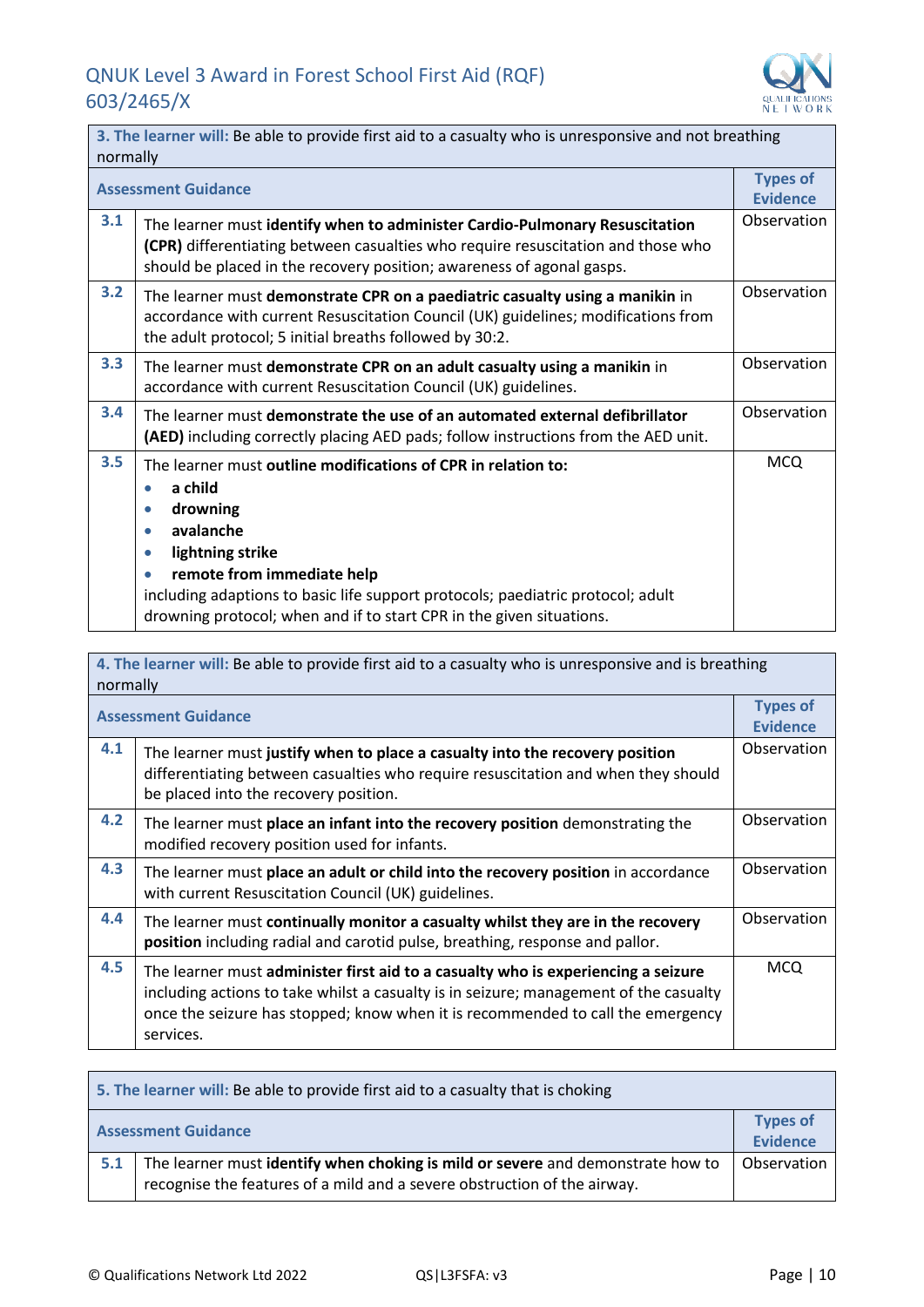| **3. The learner will:** Be able to provide first aid to a casualty who is unresponsive and not breathing normally | | |
|---|---|---|
| **Assessment Guidance** | | **Types of Evidence** |
| 3.1 | The learner must **identify when to administer Cardio-Pulmonary Resuscitation (CPR)** differentiating between casualties who require resuscitation and those who should be placed in the recovery position; awareness of agonal gasps. | Observation |
| 3.2 | The learner must **demonstrate CPR on a paediatric casualty using a manikin** in accordance with current Resuscitation Council (UK) guidelines; modifications from the adult protocol; 5 initial breaths followed by 30:2. | Observation |
| 3.3 | The learner must **demonstrate CPR on an adult casualty using a manikin** in accordance with current Resuscitation Council (UK) guidelines. | Observation |
| 3.4 | The learner must **demonstrate the use of an automated external defibrillator (AED)** including correctly placing AED pads; follow instructions from the AED unit. | Observation |
| 3.5 | The learner must **outline modifications of CPR in relation to:**<br>• **a child**<br>• **drowning**<br>• **avalanche**<br>• **lightning strike**<br>• **remote from immediate help**<br>including adaptions to basic life support protocols; paediatric protocol; adult drowning protocol; when and if to start CPR in the given situations. | MCQ |

| **4. The learner will:** Be able to provide first aid to a casualty who is unresponsive and is breathing normally | | |
|---|---|---|
| **Assessment Guidance** | | **Types of Evidence** |
| 4.1 | The learner must **justify when to place a casualty into the recovery position** differentiating between casualties who require resuscitation and when they should be placed into the recovery position. | Observation |
| 4.2 | The learner must **place an infant into the recovery position** demonstrating the modified recovery position used for infants. | Observation |
| 4.3 | The learner must **place an adult or child into the recovery position** in accordance with current Resuscitation Council (UK) guidelines. | Observation |
| 4.4 | The learner must **continually monitor a casualty whilst they are in the recovery position** including radial and carotid pulse, breathing, response and pallor. | Observation |
| 4.5 | The learner must **administer first aid to a casualty who is experiencing a seizure** including actions to take whilst a casualty is in seizure; management of the casualty once the seizure has stopped; know when it is recommended to call the emergency services. | MCQ |

| **5. The learner will:** Be able to provide first aid to a casualty that is choking | | |
|---|---|---|
| **Assessment Guidance** | | **Types of Evidence** |
| 5.1 | The learner must **identify when choking is mild or severe** and demonstrate how to recognise the features of a mild and a severe obstruction of the airway. | Observation |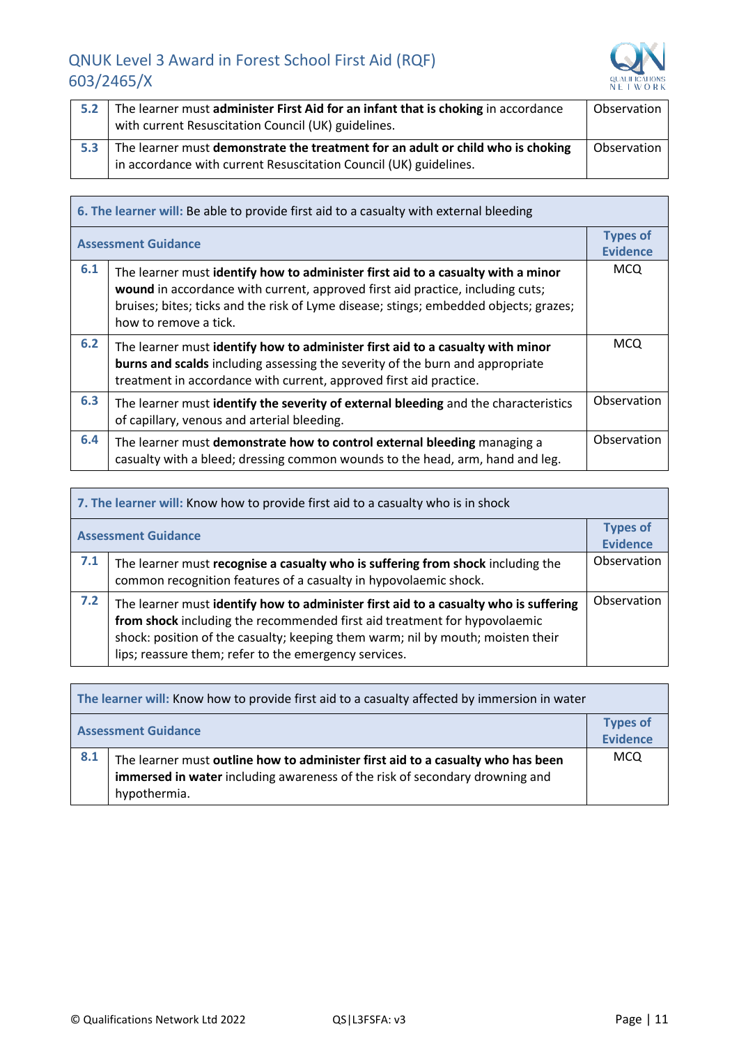| | | |
|---|---|---|
| **5.2** | The learner must **administer First Aid for an infant that is choking** in accordance with current Resuscitation Council (UK) guidelines. | Observation |
| **5.3** | The learner must **demonstrate the treatment for an adult or child who is choking** in accordance with current Resuscitation Council (UK) guidelines. | Observation |

| **6. The learner will:** Be able to provide first aid to a casualty with external bleeding | | |
|---|---|---|
| **Assessment Guidance** | | **Types of Evidence** |
| **6.1** | The learner must **identify how to administer first aid to a casualty with a minor wound** in accordance with current, approved first aid practice, including cuts; bruises; bites; ticks and the risk of Lyme disease; stings; embedded objects; grazes; how to remove a tick. | MCQ |
| **6.2** | The learner must **identify how to administer first aid to a casualty with minor burns and scalds** including assessing the severity of the burn and appropriate treatment in accordance with current, approved first aid practice. | MCQ |
| **6.3** | The learner must **identify the severity of external bleeding** and the characteristics of capillary, venous and arterial bleeding. | Observation |
| **6.4** | The learner must **demonstrate how to control external bleeding** managing a casualty with a bleed; dressing common wounds to the head, arm, hand and leg. | Observation |

| **7. The learner will:** Know how to provide first aid to a casualty who is in shock | | |
|---|---|---|
| **Assessment Guidance** | | **Types of Evidence** |
| **7.1** | The learner must **recognise a casualty who is suffering from shock** including the common recognition features of a casualty in hypovolaemic shock. | Observation |
| **7.2** | The learner must **identify how to administer first aid to a casualty who is suffering from shock** including the recommended first aid treatment for hypovolaemic shock: position of the casualty; keeping them warm; nil by mouth; moisten their lips; reassure them; refer to the emergency services. | Observation |

| **The learner will:** Know how to provide first aid to a casualty affected by immersion in water | | |
|---|---|---|
| **Assessment Guidance** | | **Types of Evidence** |
| **8.1** | The learner must **outline how to administer first aid to a casualty who has been immersed in water** including awareness of the risk of secondary drowning and hypothermia. | MCQ |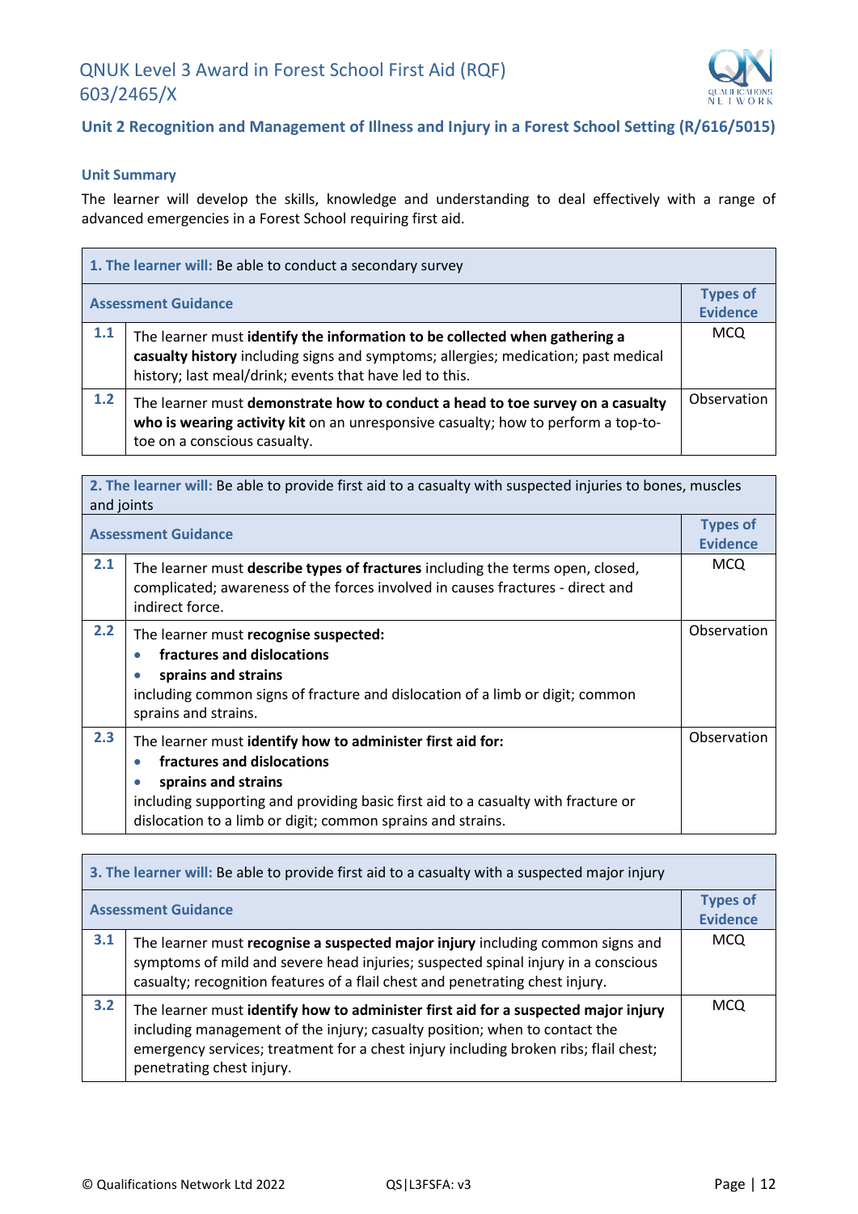# QNUK Level 3 Award in Forest School First Aid (RQF) 603/2465/X

## Unit 2 Recognition and Management of Illness and Injury in a Forest School Setting (R/616/5015)

### Unit Summary

The learner will develop the skills, knowledge and understanding to deal effectively with a range of advanced emergencies in a Forest School requiring first aid.

| **1. The learner will:** Be able to conduct a secondary survey | | |
|---|---|---|
| **Assessment Guidance** | | **Types of Evidence** |
| **1.1** | The learner must **identify the information to be collected when gathering a casualty history** including signs and symptoms; allergies; medication; past medical history; last meal/drink; events that have led to this. | MCQ |
| **1.2** | The learner must **demonstrate how to conduct a head to toe survey on a casualty who is wearing activity kit** on an unresponsive casualty; how to perform a top-to-toe on a conscious casualty. | Observation |

| **2. The learner will:** Be able to provide first aid to a casualty with suspected injuries to bones, muscles and joints | | |
|---|---|---|
| **Assessment Guidance** | | **Types of Evidence** |
| **2.1** | The learner must **describe types of fractures** including the terms open, closed, complicated; awareness of the forces involved in causes fractures - direct and indirect force. | MCQ |
| **2.2** | The learner must **recognise suspected:**<br>• **fractures and dislocations**<br>• **sprains and strains**<br>including common signs of fracture and dislocation of a limb or digit; common sprains and strains. | Observation |
| **2.3** | The learner must **identify how to administer first aid for:**<br>• **fractures and dislocations**<br>• **sprains and strains**<br>including supporting and providing basic first aid to a casualty with fracture or dislocation to a limb or digit; common sprains and strains. | Observation |

| **3. The learner will:** Be able to provide first aid to a casualty with a suspected major injury | | |
|---|---|---|
| **Assessment Guidance** | | **Types of Evidence** |
| **3.1** | The learner must **recognise a suspected major injury** including common signs and symptoms of mild and severe head injuries; suspected spinal injury in a conscious casualty; recognition features of a flail chest and penetrating chest injury. | MCQ |
| **3.2** | The learner must **identify how to administer first aid for a suspected major injury** including management of the injury; casualty position; when to contact the emergency services; treatment for a chest injury including broken ribs; flail chest; penetrating chest injury. | MCQ |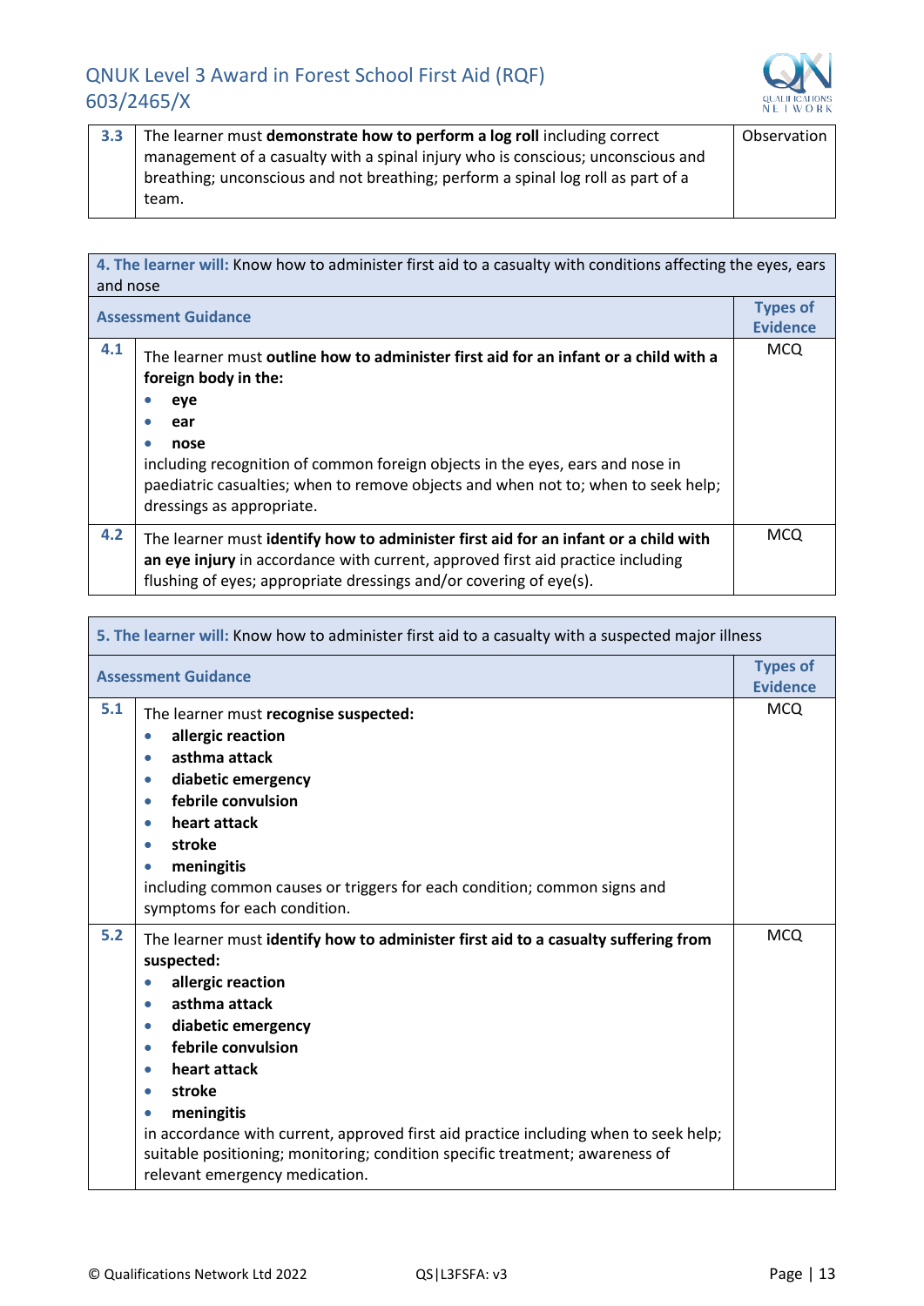| | | |
|---|---|---|
| **3.3** | The learner must **demonstrate how to perform a log roll** including correct management of a casualty with a spinal injury who is conscious; unconscious and breathing; unconscious and not breathing; perform a spinal log roll as part of a team. | Observation |

| **4. The learner will:** Know how to administer first aid to a casualty with conditions affecting the eyes, ears and nose | | |
|---|---|---|
| **Assessment Guidance** | | **Types of Evidence** |
| **4.1** | The learner must **outline how to administer first aid for an infant or a child with a foreign body in the:** <br>• **eye** <br>• **ear** <br>• **nose** <br>including recognition of common foreign objects in the eyes, ears and nose in paediatric casualties; when to remove objects and when not to; when to seek help; dressings as appropriate. | MCQ |
| **4.2** | The learner must **identify how to administer first aid for an infant or a child with an eye injury** in accordance with current, approved first aid practice including flushing of eyes; appropriate dressings and/or covering of eye(s). | MCQ |

| **5. The learner will:** Know how to administer first aid to a casualty with a suspected major illness | | |
|---|---|---|
| **Assessment Guidance** | | **Types of Evidence** |
| **5.1** | The learner must **recognise suspected:** <br>• **allergic reaction** <br>• **asthma attack** <br>• **diabetic emergency** <br>• **febrile convulsion** <br>• **heart attack** <br>• **stroke** <br>• **meningitis** <br>including common causes or triggers for each condition; common signs and symptoms for each condition. | MCQ |
| **5.2** | The learner must **identify how to administer first aid to a casualty suffering from suspected:** <br>• **allergic reaction** <br>• **asthma attack** <br>• **diabetic emergency** <br>• **febrile convulsion** <br>• **heart attack** <br>• **stroke** <br>• **meningitis** <br>in accordance with current, approved first aid practice including when to seek help; suitable positioning; monitoring; condition specific treatment; awareness of relevant emergency medication. | MCQ |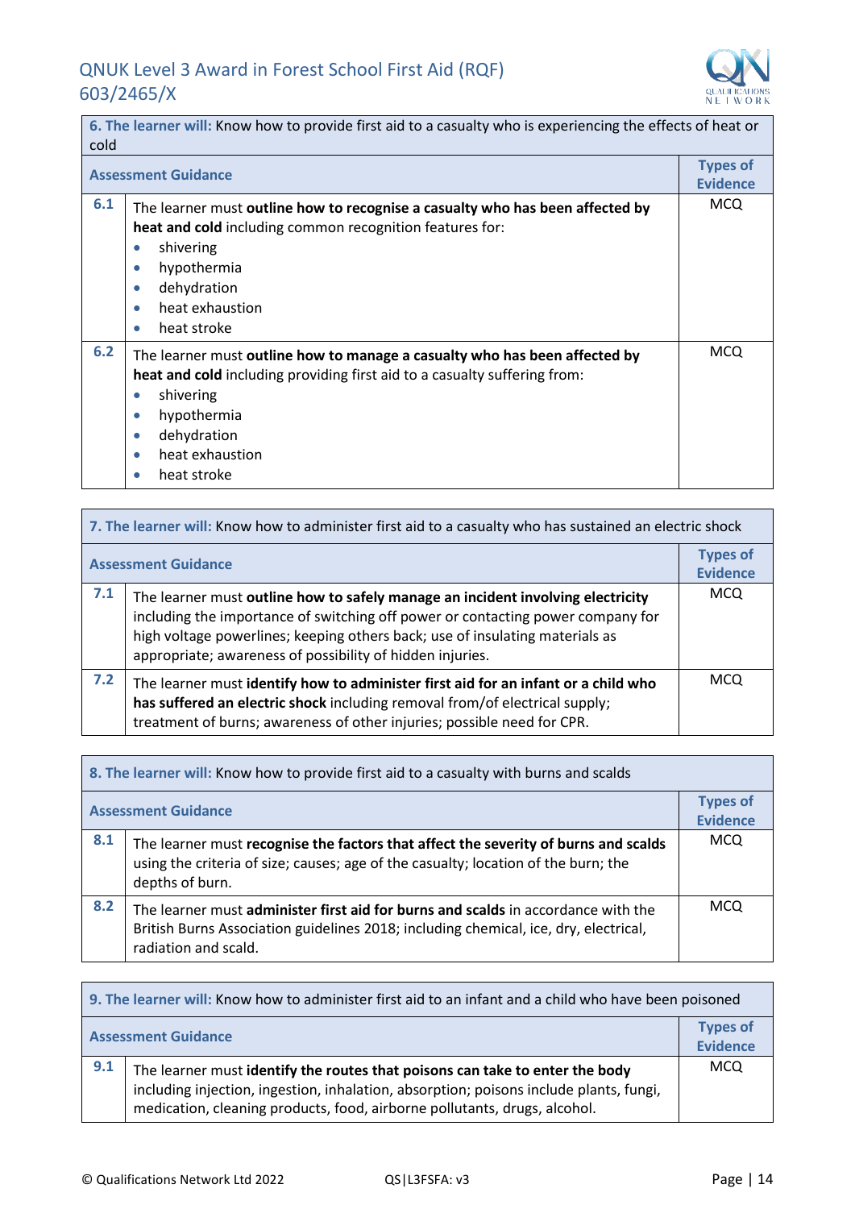| **6. The learner will:** Know how to provide first aid to a casualty who is experiencing the effects of heat or cold | | |
|---|---|---|
| **Assessment Guidance** | | **Types of Evidence** |
| **6.1** | The learner must **outline how to recognise a casualty who has been affected by heat and cold** including common recognition features for:<br>• shivering<br>• hypothermia<br>• dehydration<br>• heat exhaustion<br>• heat stroke | MCQ |
| **6.2** | The learner must **outline how to manage a casualty who has been affected by heat and cold** including providing first aid to a casualty suffering from:<br>• shivering<br>• hypothermia<br>• dehydration<br>• heat exhaustion<br>• heat stroke | MCQ |

| **7. The learner will:** Know how to administer first aid to a casualty who has sustained an electric shock | | |
|---|---|---|
| **Assessment Guidance** | | **Types of Evidence** |
| **7.1** | The learner must **outline how to safely manage an incident involving electricity** including the importance of switching off power or contacting power company for high voltage powerlines; keeping others back; use of insulating materials as appropriate; awareness of possibility of hidden injuries. | MCQ |
| **7.2** | The learner must **identify how to administer first aid for an infant or a child who has suffered an electric shock** including removal from/of electrical supply; treatment of burns; awareness of other injuries; possible need for CPR. | MCQ |

| **8. The learner will:** Know how to provide first aid to a casualty with burns and scalds | | |
|---|---|---|
| **Assessment Guidance** | | **Types of Evidence** |
| **8.1** | The learner must **recognise the factors that affect the severity of burns and scalds** using the criteria of size; causes; age of the casualty; location of the burn; the depths of burn. | MCQ |
| **8.2** | The learner must **administer first aid for burns and scalds** in accordance with the British Burns Association guidelines 2018; including chemical, ice, dry, electrical, radiation and scald. | MCQ |

| **9. The learner will:** Know how to administer first aid to an infant and a child who have been poisoned | | |
|---|---|---|
| **Assessment Guidance** | | **Types of Evidence** |
| **9.1** | The learner must **identify the routes that poisons can take to enter the body** including injection, ingestion, inhalation, absorption; poisons include plants, fungi, medication, cleaning products, food, airborne pollutants, drugs, alcohol. | MCQ |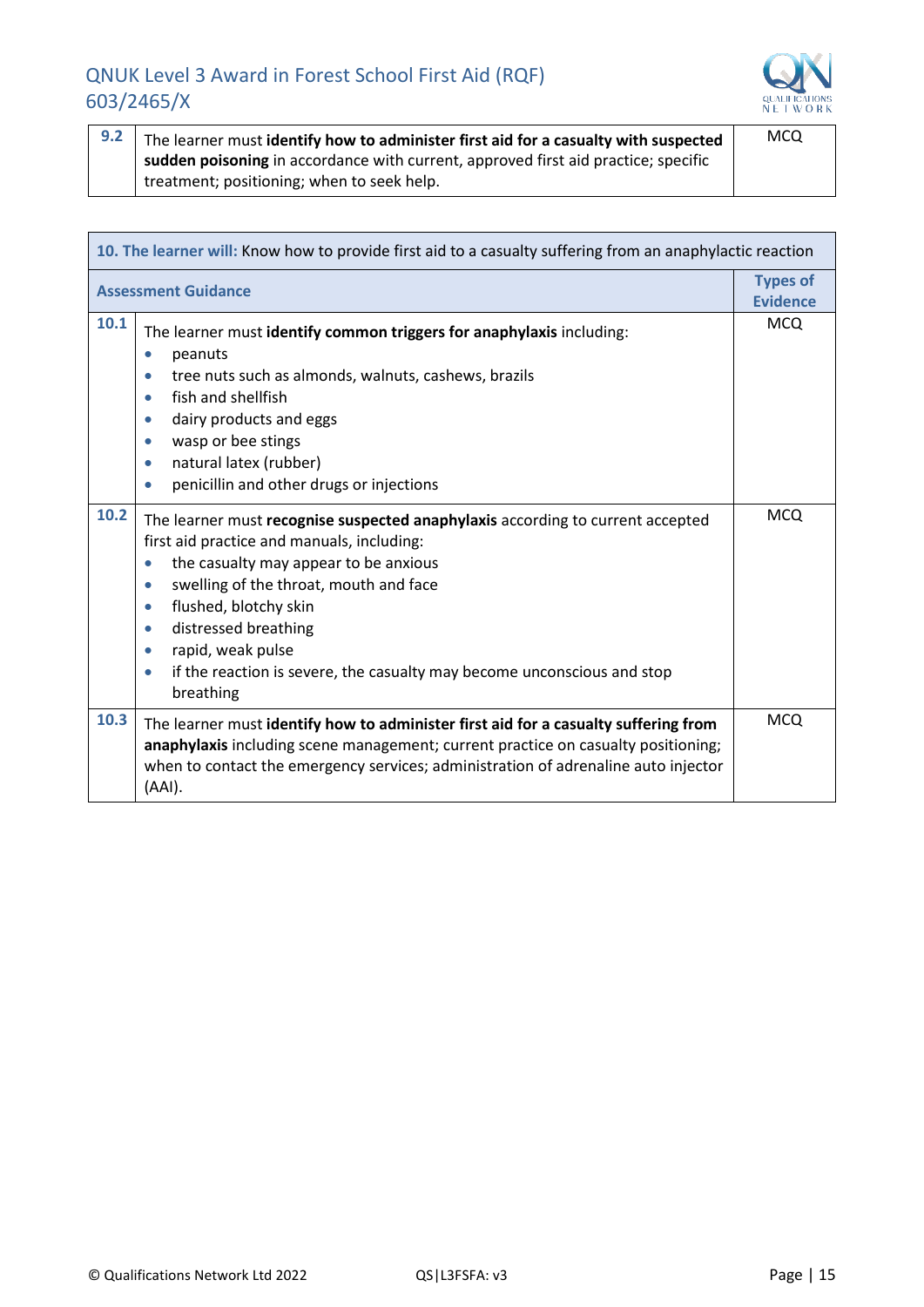| | | |
|---|---|---|
| 9.2 | The learner must **identify how to administer first aid for a casualty with suspected sudden poisoning** in accordance with current, approved first aid practice; specific treatment; positioning; when to seek help. | MCQ |

| **10. The learner will:** Know how to provide first aid to a casualty suffering from an anaphylactic reaction | | |
|---|---|---|
| **Assessment Guidance** | | **Types of Evidence** |
| 10.1 | The learner must **identify common triggers for anaphylaxis** including:<br>• peanuts<br>• tree nuts such as almonds, walnuts, cashews, brazils<br>• fish and shellfish<br>• dairy products and eggs<br>• wasp or bee stings<br>• natural latex (rubber)<br>• penicillin and other drugs or injections | MCQ |
| 10.2 | The learner must **recognise suspected anaphylaxis** according to current accepted first aid practice and manuals, including:<br>• the casualty may appear to be anxious<br>• swelling of the throat, mouth and face<br>• flushed, blotchy skin<br>• distressed breathing<br>• rapid, weak pulse<br>• if the reaction is severe, the casualty may become unconscious and stop breathing | MCQ |
| 10.3 | The learner must **identify how to administer first aid for a casualty suffering from anaphylaxis** including scene management; current practice on casualty positioning; when to contact the emergency services; administration of adrenaline auto injector (AAI). | MCQ |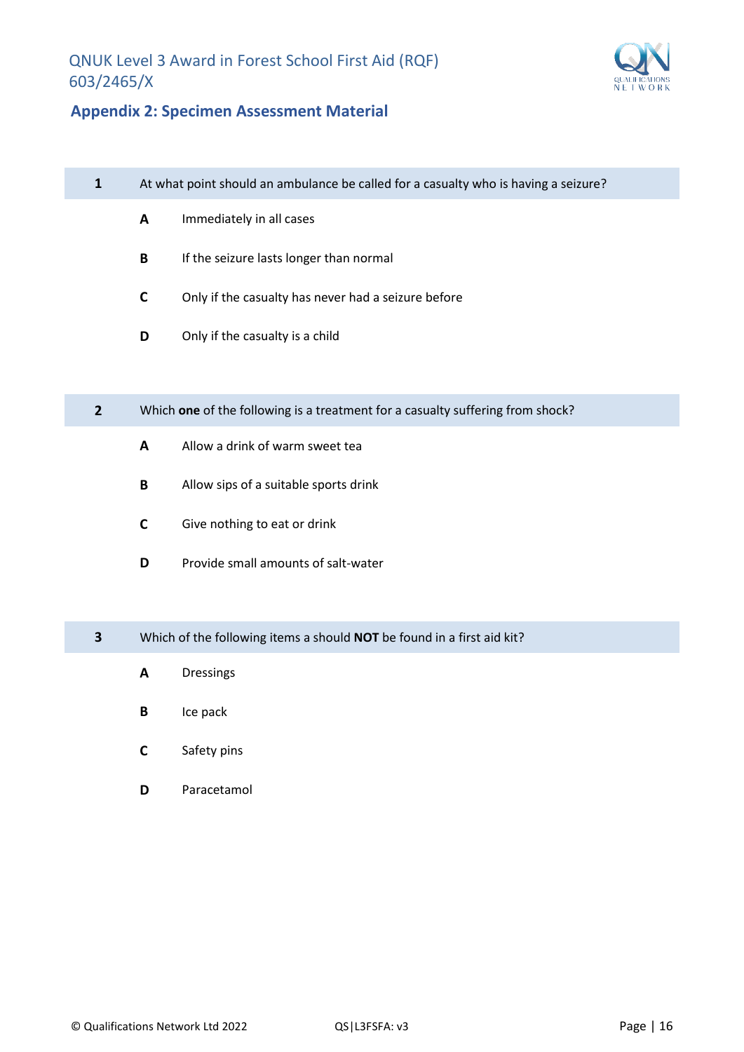## Appendix 2: Specimen Assessment Material

**1** At what point should an ambulance be called for a casualty who is having a seizure?

- **A** Immediately in all cases
- **B** If the seizure lasts longer than normal
- **C** Only if the casualty has never had a seizure before
- **D** Only if the casualty is a child

**2** Which **one** of the following is a treatment for a casualty suffering from shock?

- **A** Allow a drink of warm sweet tea
- **B** Allow sips of a suitable sports drink
- **C** Give nothing to eat or drink
- **D** Provide small amounts of salt-water

**3** Which of the following items a should **NOT** be found in a first aid kit?

- **A** Dressings
- **B** Ice pack
- **C** Safety pins
- **D** Paracetamol